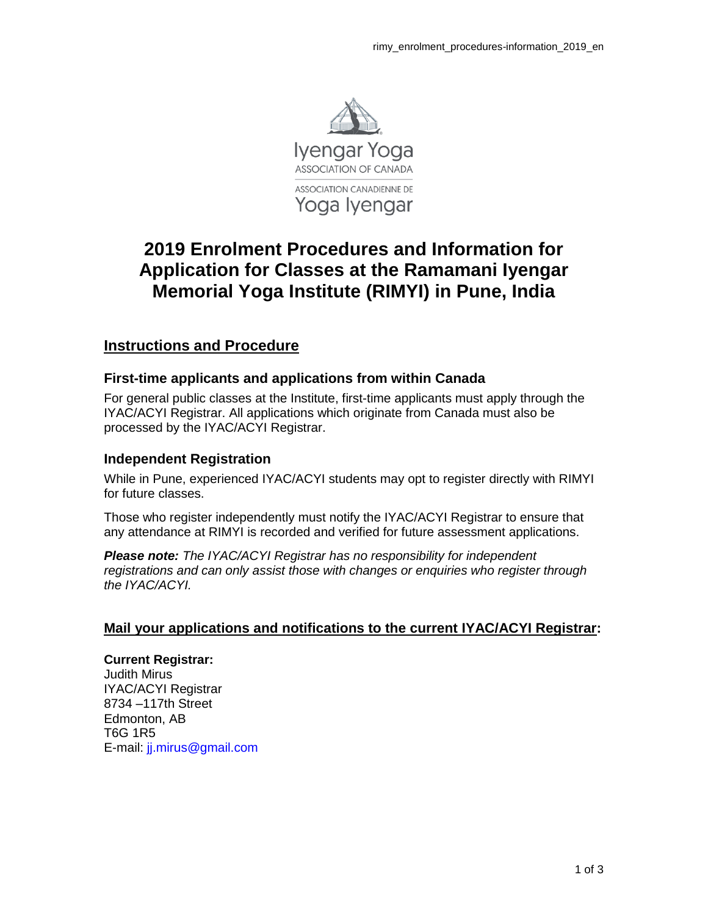# 2019 Enrolment Procedures and Information for Application for Classes at the Ramamani Iyengar Memorial Yoga Institute (RIMYI) in Pune, India

## Instructions and Procedure

### First-time applicants and applications from within Canada

For general public classes at the Institute, first-time applicants must apply through the IYAC/ACYI Registrar. All applications which originate from Canada must also be processed by the IYAC/ACYI Registrar.

### Independent Registration

While in Pune, experienced IYAC/ACYI students may opt to register directly with RIMYI for future classes.

Those who register independently must notify the IYAC/ACYI Registrar to ensure that any attendance at RIMYI is recorded and verified for future assessment applications.

***Please note:*** *The IYAC/ACYI Registrar has no responsibility for independent registrations and can only assist those with changes or enquiries who register through the IYAC/ACYI.*

## Mail your applications and notifications to the current IYAC/ACYI Registrar:

**Current Registrar:**
Judith Mirus
IYAC/ACYI Registrar
8734 –117th Street
Edmonton, AB
T6G 1R5
E-mail: jj.mirus@gmail.com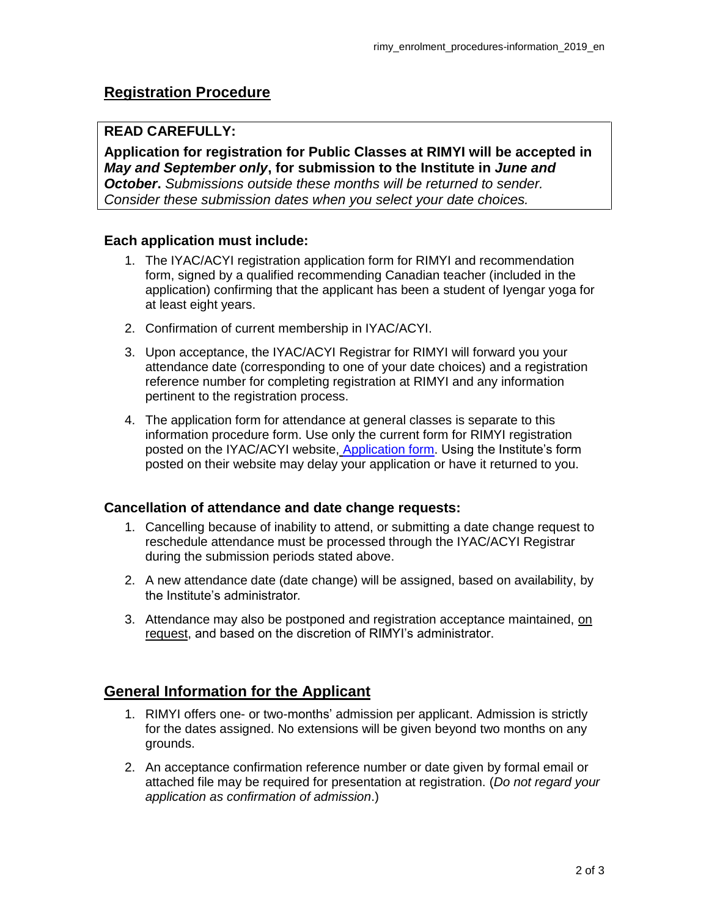## Registration Procedure

**READ CAREFULLY:**

**Application for registration for Public Classes at RIMYI will be accepted in *May and September only*, for submission to the Institute in *June and October*.** *Submissions outside these months will be returned to sender. Consider these submission dates when you select your date choices.*

### Each application must include:

1. The IYAC/ACYI registration application form for RIMYI and recommendation form, signed by a qualified recommending Canadian teacher (included in the application) confirming that the applicant has been a student of Iyengar yoga for at least eight years.
2. Confirmation of current membership in IYAC/ACYI.
3. Upon acceptance, the IYAC/ACYI Registrar for RIMYI will forward you your attendance date (corresponding to one of your date choices) and a registration reference number for completing registration at RIMYI and any information pertinent to the registration process.
4. The application form for attendance at general classes is separate to this information procedure form. Use only the current form for RIMYI registration posted on the IYAC/ACYI website, Application form. Using the Institute's form posted on their website may delay your application or have it returned to you.

### Cancellation of attendance and date change requests:

1. Cancelling because of inability to attend, or submitting a date change request to reschedule attendance must be processed through the IYAC/ACYI Registrar during the submission periods stated above.
2. A new attendance date (date change) will be assigned, based on availability, by the Institute's administrator.
3. Attendance may also be postponed and registration acceptance maintained, on request, and based on the discretion of RIMYI's administrator.

## General Information for the Applicant

1. RIMYI offers one- or two-months' admission per applicant. Admission is strictly for the dates assigned. No extensions will be given beyond two months on any grounds.
2. An acceptance confirmation reference number or date given by formal email or attached file may be required for presentation at registration. (*Do not regard your application as confirmation of admission*.)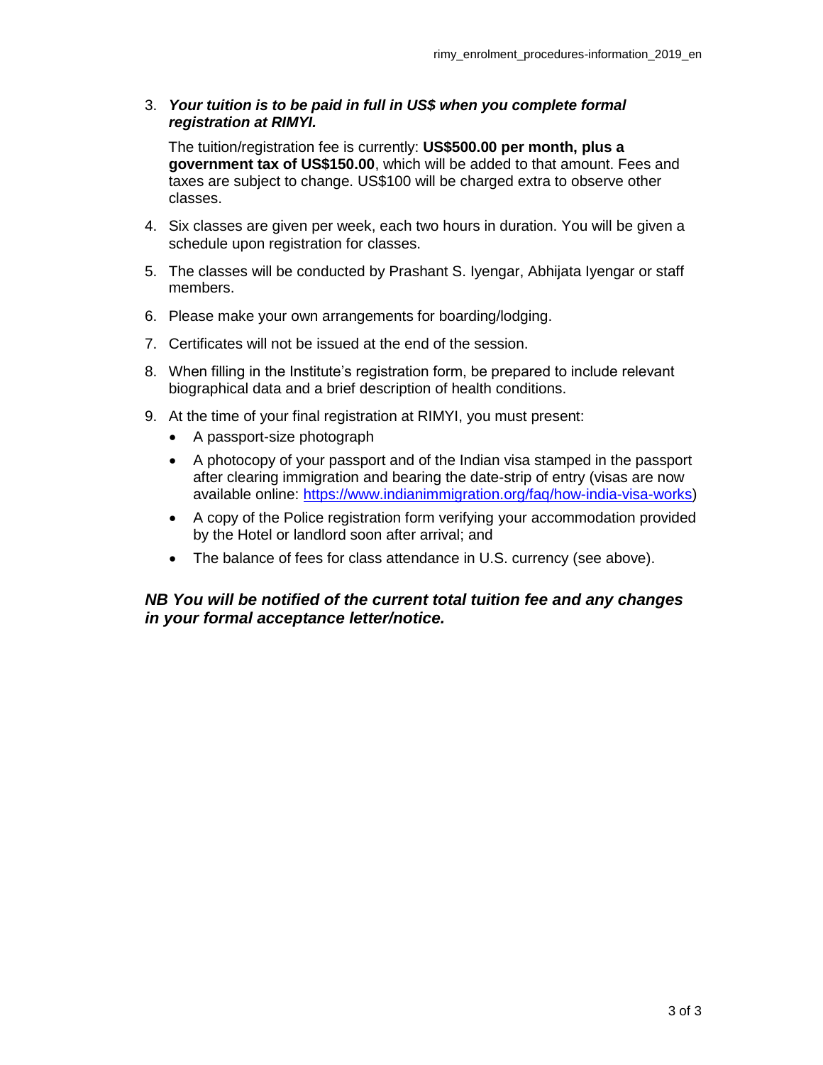3. ***Your tuition is to be paid in full in US$ when you complete formal registration at RIMYI.***

   The tuition/registration fee is currently: **US$500.00 per month, plus a government tax of US$150.00**, which will be added to that amount. Fees and taxes are subject to change. US$100 will be charged extra to observe other classes.

4. Six classes are given per week, each two hours in duration. You will be given a schedule upon registration for classes.

5. The classes will be conducted by Prashant S. Iyengar, Abhijata Iyengar or staff members.

6. Please make your own arrangements for boarding/lodging.

7. Certificates will not be issued at the end of the session.

8. When filling in the Institute's registration form, be prepared to include relevant biographical data and a brief description of health conditions.

9. At the time of your final registration at RIMYI, you must present:
   - A passport-size photograph
   - A photocopy of your passport and of the Indian visa stamped in the passport after clearing immigration and bearing the date-strip of entry (visas are now available online: [https://www.indianimmigration.org/faq/how-india-visa-works](https://www.indianimmigration.org/faq/how-india-visa-works))
   - A copy of the Police registration form verifying your accommodation provided by the Hotel or landlord soon after arrival; and
   - The balance of fees for class attendance in U.S. currency (see above).

***NB You will be notified of the current total tuition fee and any changes in your formal acceptance letter/notice.***